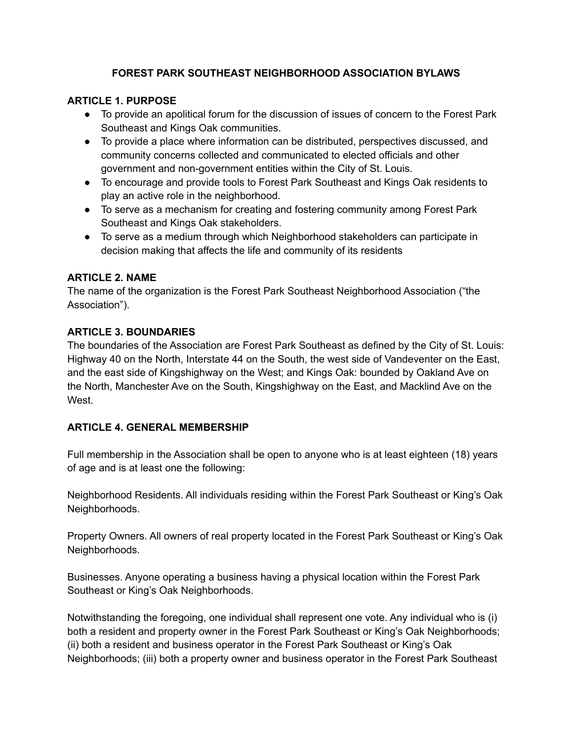# FOREST PARK SOUTHEAST NEIGHBORHOOD ASSOCIATION BYLAWS

## ARTICLE 1. PURPOSE

- To provide an apolitical forum for the discussion of issues of concern to the Forest Park Southeast and Kings Oak communities.
- To provide a place where information can be distributed, perspectives discussed, and community concerns collected and communicated to elected officials and other government and non-government entities within the City of St. Louis.
- To encourage and provide tools to Forest Park Southeast and Kings Oak residents to play an active role in the neighborhood.
- To serve as a mechanism for creating and fostering community among Forest Park Southeast and Kings Oak stakeholders.
- To serve as a medium through which Neighborhood stakeholders can participate in decision making that affects the life and community of its residents

## ARTICLE 2. NAME

The name of the organization is the Forest Park Southeast Neighborhood Association ("the Association").

## ARTICLE 3. BOUNDARIES

The boundaries of the Association are Forest Park Southeast as defined by the City of St. Louis: Highway 40 on the North, Interstate 44 on the South, the west side of Vandeventer on the East, and the east side of Kingshighway on the West; and Kings Oak: bounded by Oakland Ave on the North, Manchester Ave on the South, Kingshighway on the East, and Macklind Ave on the West.

## ARTICLE 4. GENERAL MEMBERSHIP

Full membership in the Association shall be open to anyone who is at least eighteen (18) years of age and is at least one the following:

Neighborhood Residents. All individuals residing within the Forest Park Southeast or King's Oak Neighborhoods.

Property Owners. All owners of real property located in the Forest Park Southeast or King's Oak Neighborhoods.

Businesses. Anyone operating a business having a physical location within the Forest Park Southeast or King's Oak Neighborhoods.

Notwithstanding the foregoing, one individual shall represent one vote. Any individual who is (i) both a resident and property owner in the Forest Park Southeast or King's Oak Neighborhoods; (ii) both a resident and business operator in the Forest Park Southeast or King's Oak Neighborhoods; (iii) both a property owner and business operator in the Forest Park Southeast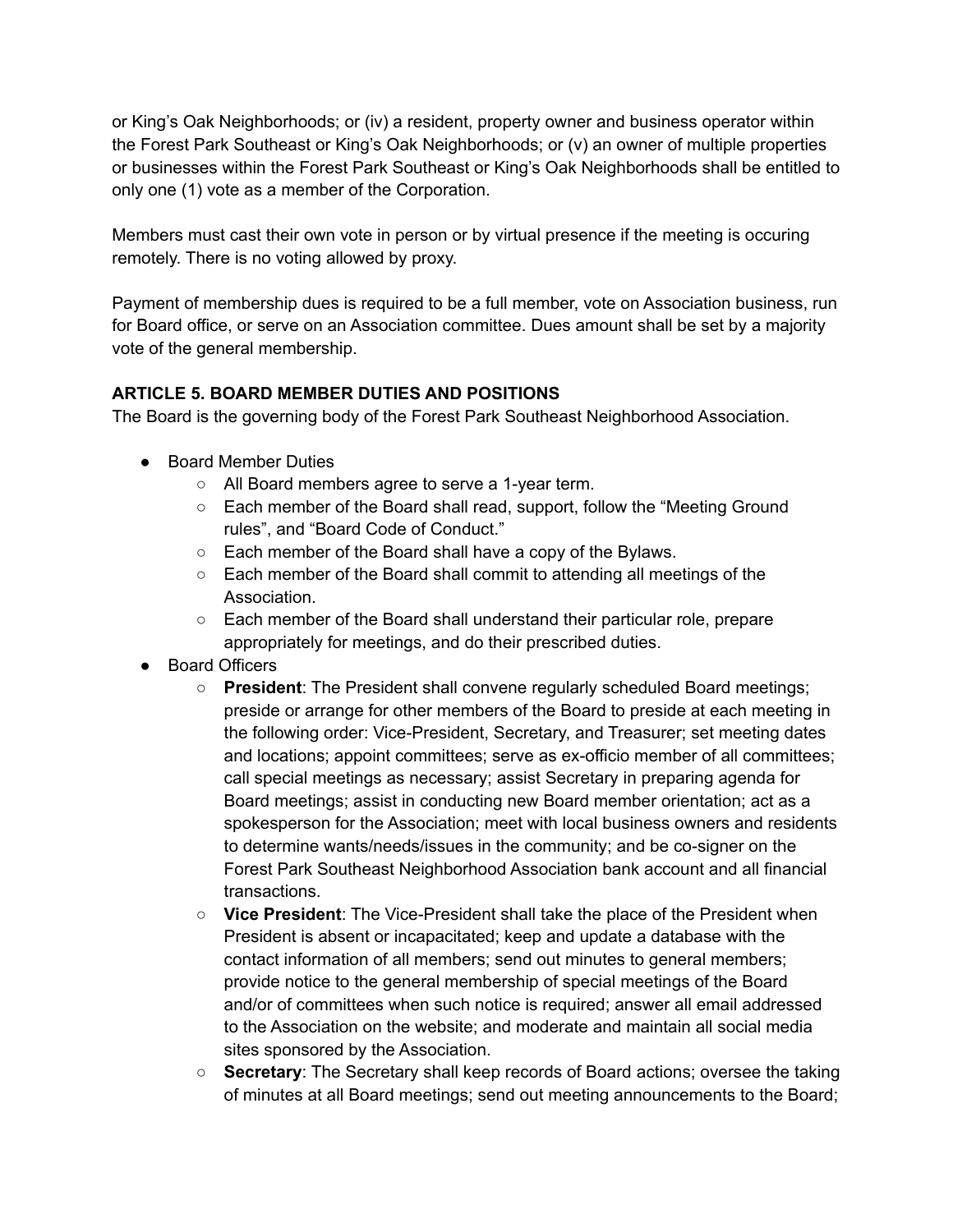or King's Oak Neighborhoods; or (iv) a resident, property owner and business operator within the Forest Park Southeast or King's Oak Neighborhoods; or (v) an owner of multiple properties or businesses within the Forest Park Southeast or King's Oak Neighborhoods shall be entitled to only one (1) vote as a member of the Corporation.

Members must cast their own vote in person or by virtual presence if the meeting is occuring remotely. There is no voting allowed by proxy.

Payment of membership dues is required to be a full member, vote on Association business, run for Board office, or serve on an Association committee. Dues amount shall be set by a majority vote of the general membership.

## ARTICLE 5. BOARD MEMBER DUTIES AND POSITIONS

The Board is the governing body of the Forest Park Southeast Neighborhood Association.

- Board Member Duties
  - All Board members agree to serve a 1-year term.
  - Each member of the Board shall read, support, follow the "Meeting Ground rules", and "Board Code of Conduct."
  - Each member of the Board shall have a copy of the Bylaws.
  - Each member of the Board shall commit to attending all meetings of the Association.
  - Each member of the Board shall understand their particular role, prepare appropriately for meetings, and do their prescribed duties.
- Board Officers
  - **President**: The President shall convene regularly scheduled Board meetings; preside or arrange for other members of the Board to preside at each meeting in the following order: Vice-President, Secretary, and Treasurer; set meeting dates and locations; appoint committees; serve as ex-officio member of all committees; call special meetings as necessary; assist Secretary in preparing agenda for Board meetings; assist in conducting new Board member orientation; act as a spokesperson for the Association; meet with local business owners and residents to determine wants/needs/issues in the community; and be co-signer on the Forest Park Southeast Neighborhood Association bank account and all financial transactions.
  - **Vice President**: The Vice-President shall take the place of the President when President is absent or incapacitated; keep and update a database with the contact information of all members; send out minutes to general members; provide notice to the general membership of special meetings of the Board and/or of committees when such notice is required; answer all email addressed to the Association on the website; and moderate and maintain all social media sites sponsored by the Association.
  - **Secretary**: The Secretary shall keep records of Board actions; oversee the taking of minutes at all Board meetings; send out meeting announcements to the Board;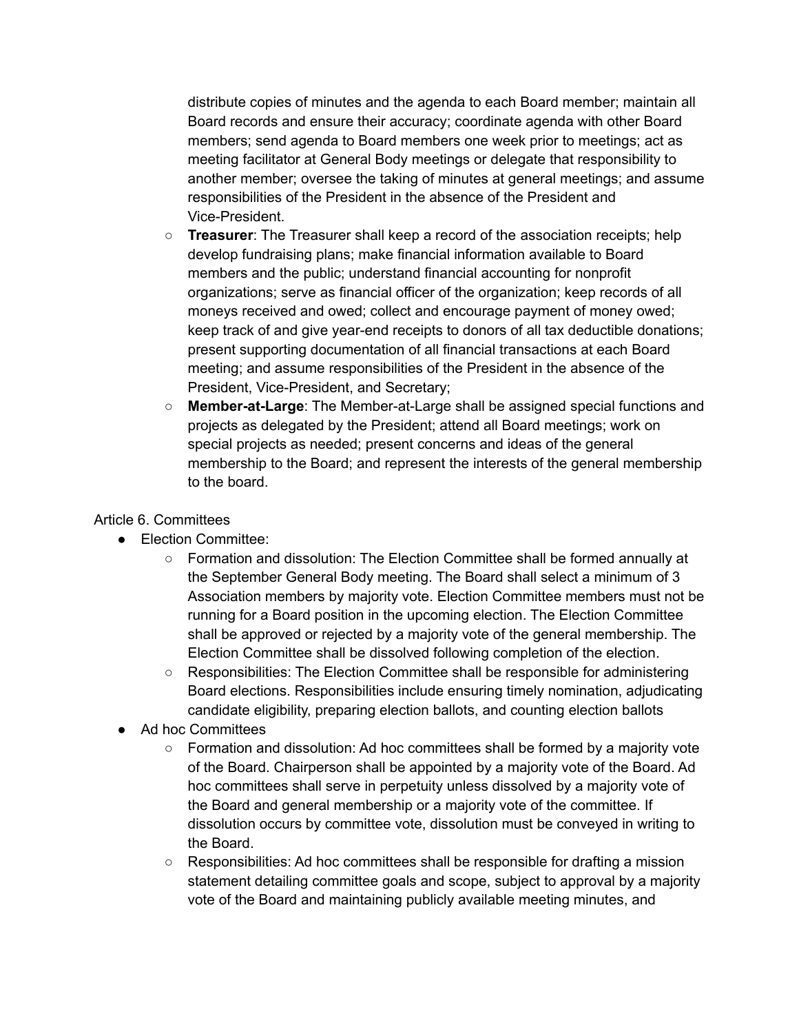distribute copies of minutes and the agenda to each Board member; maintain all Board records and ensure their accuracy; coordinate agenda with other Board members; send agenda to Board members one week prior to meetings; act as meeting facilitator at General Body meetings or delegate that responsibility to another member; oversee the taking of minutes at general meetings; and assume responsibilities of the President in the absence of the President and Vice-President.
    - **Treasurer**: The Treasurer shall keep a record of the association receipts; help develop fundraising plans; make financial information available to Board members and the public; understand financial accounting for nonprofit organizations; serve as financial officer of the organization; keep records of all moneys received and owed; collect and encourage payment of money owed; keep track of and give year-end receipts to donors of all tax deductible donations; present supporting documentation of all financial transactions at each Board meeting; and assume responsibilities of the President in the absence of the President, Vice-President, and Secretary;
    - **Member-at-Large**: The Member-at-Large shall be assigned special functions and projects as delegated by the President; attend all Board meetings; work on special projects as needed; present concerns and ideas of the general membership to the Board; and represent the interests of the general membership to the board.

Article 6. Committees

- Election Committee:
    - Formation and dissolution: The Election Committee shall be formed annually at the September General Body meeting. The Board shall select a minimum of 3 Association members by majority vote. Election Committee members must not be running for a Board position in the upcoming election. The Election Committee shall be approved or rejected by a majority vote of the general membership. The Election Committee shall be dissolved following completion of the election.
    - Responsibilities: The Election Committee shall be responsible for administering Board elections. Responsibilities include ensuring timely nomination, adjudicating candidate eligibility, preparing election ballots, and counting election ballots
- Ad hoc Committees
    - Formation and dissolution: Ad hoc committees shall be formed by a majority vote of the Board. Chairperson shall be appointed by a majority vote of the Board. Ad hoc committees shall serve in perpetuity unless dissolved by a majority vote of the Board and general membership or a majority vote of the committee. If dissolution occurs by committee vote, dissolution must be conveyed in writing to the Board.
    - Responsibilities: Ad hoc committees shall be responsible for drafting a mission statement detailing committee goals and scope, subject to approval by a majority vote of the Board and maintaining publicly available meeting minutes, and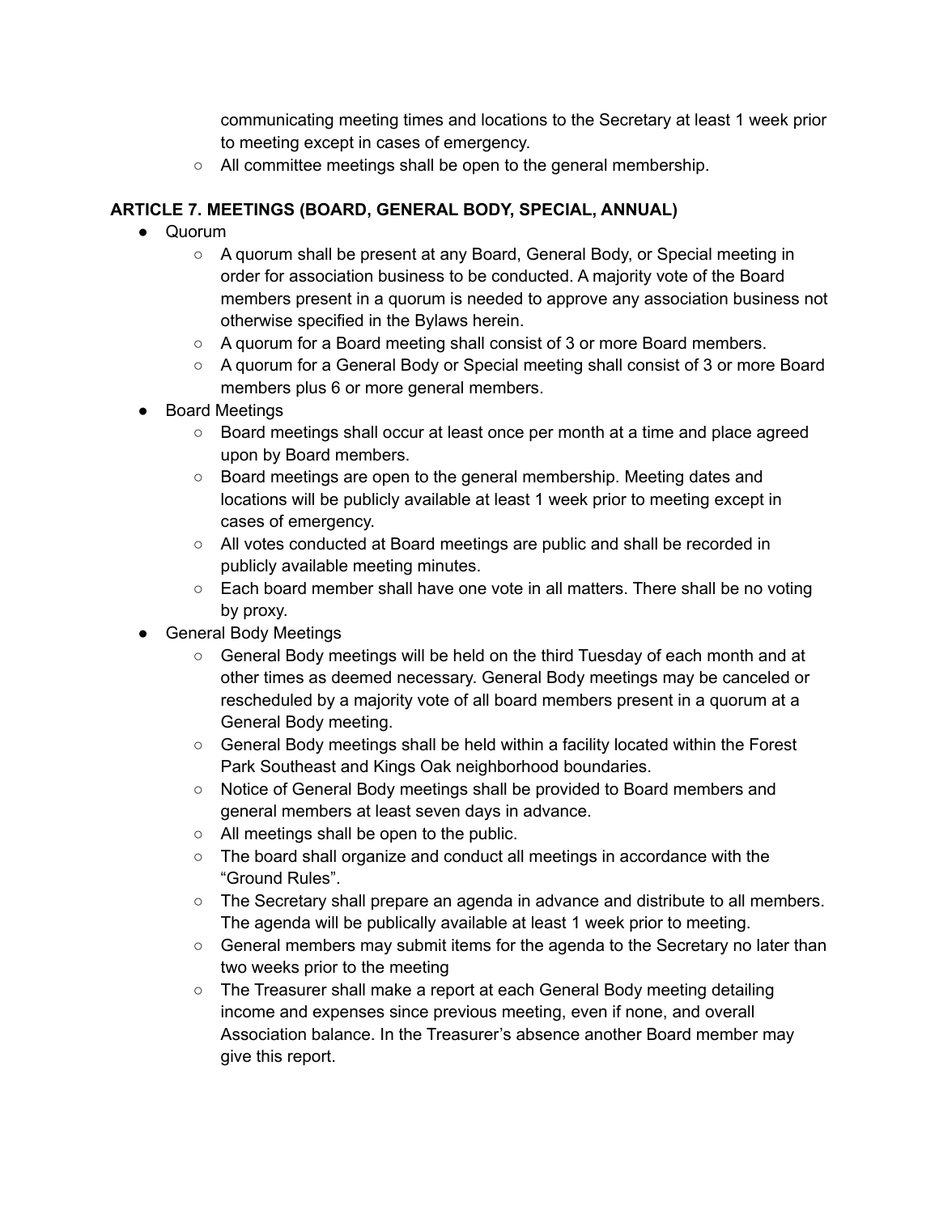- communicating meeting times and locations to the Secretary at least 1 week prior to meeting except in cases of emergency.
    - All committee meetings shall be open to the general membership.

**ARTICLE 7. MEETINGS (BOARD, GENERAL BODY, SPECIAL, ANNUAL)**

- Quorum
    - A quorum shall be present at any Board, General Body, or Special meeting in order for association business to be conducted. A majority vote of the Board members present in a quorum is needed to approve any association business not otherwise specified in the Bylaws herein.
    - A quorum for a Board meeting shall consist of 3 or more Board members.
    - A quorum for a General Body or Special meeting shall consist of 3 or more Board members plus 6 or more general members.
- Board Meetings
    - Board meetings shall occur at least once per month at a time and place agreed upon by Board members.
    - Board meetings are open to the general membership. Meeting dates and locations will be publicly available at least 1 week prior to meeting except in cases of emergency.
    - All votes conducted at Board meetings are public and shall be recorded in publicly available meeting minutes.
    - Each board member shall have one vote in all matters. There shall be no voting by proxy.
- General Body Meetings
    - General Body meetings will be held on the third Tuesday of each month and at other times as deemed necessary. General Body meetings may be canceled or rescheduled by a majority vote of all board members present in a quorum at a General Body meeting.
    - General Body meetings shall be held within a facility located within the Forest Park Southeast and Kings Oak neighborhood boundaries.
    - Notice of General Body meetings shall be provided to Board members and general members at least seven days in advance.
    - All meetings shall be open to the public.
    - The board shall organize and conduct all meetings in accordance with the "Ground Rules".
    - The Secretary shall prepare an agenda in advance and distribute to all members. The agenda will be publically available at least 1 week prior to meeting.
    - General members may submit items for the agenda to the Secretary no later than two weeks prior to the meeting
    - The Treasurer shall make a report at each General Body meeting detailing income and expenses since previous meeting, even if none, and overall Association balance. In the Treasurer's absence another Board member may give this report.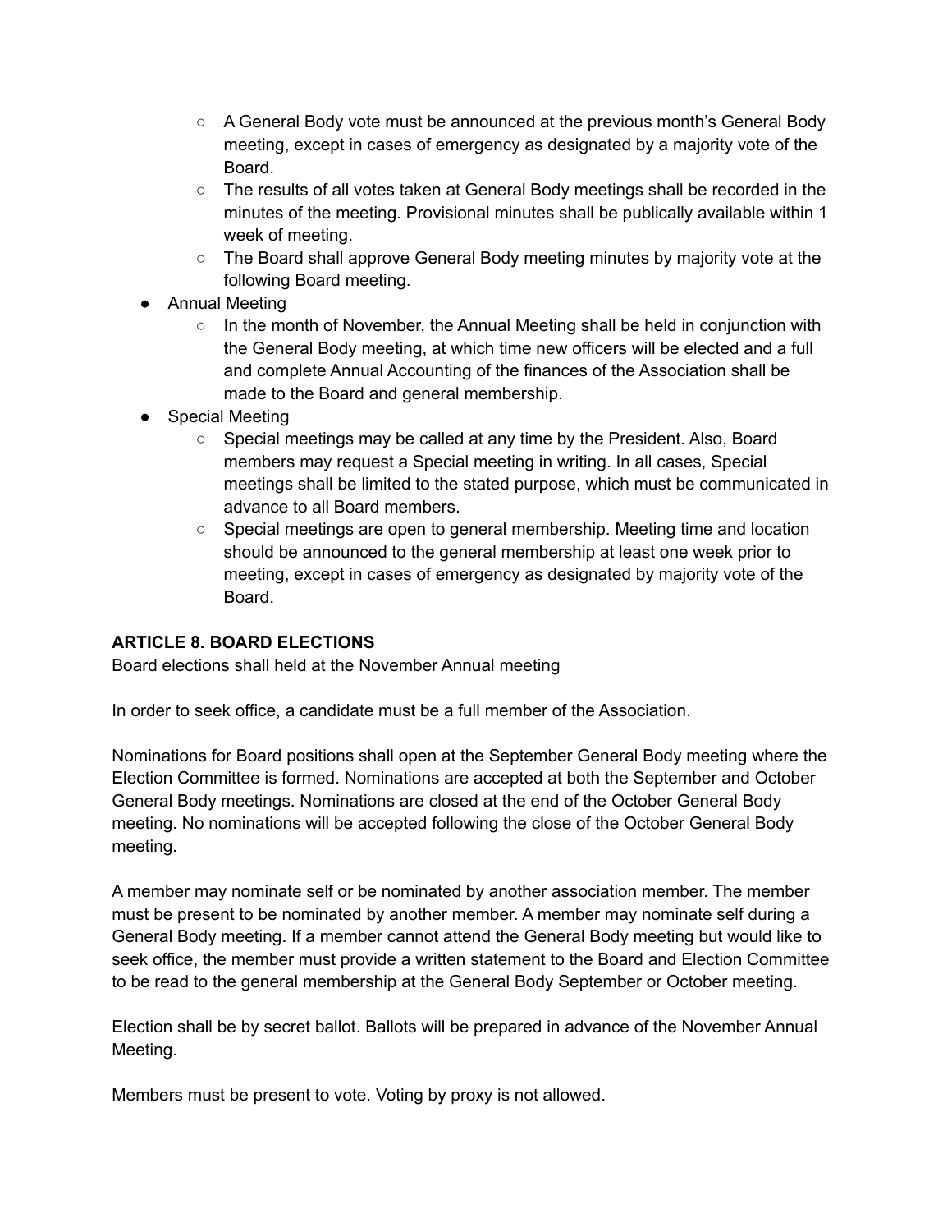- A General Body vote must be announced at the previous month's General Body meeting, except in cases of emergency as designated by a majority vote of the Board.
    - The results of all votes taken at General Body meetings shall be recorded in the minutes of the meeting. Provisional minutes shall be publically available within 1 week of meeting.
    - The Board shall approve General Body meeting minutes by majority vote at the following Board meeting.
- Annual Meeting
    - In the month of November, the Annual Meeting shall be held in conjunction with the General Body meeting, at which time new officers will be elected and a full and complete Annual Accounting of the finances of the Association shall be made to the Board and general membership.
- Special Meeting
    - Special meetings may be called at any time by the President. Also, Board members may request a Special meeting in writing. In all cases, Special meetings shall be limited to the stated purpose, which must be communicated in advance to all Board members.
    - Special meetings are open to general membership. Meeting time and location should be announced to the general membership at least one week prior to meeting, except in cases of emergency as designated by majority vote of the Board.

**ARTICLE 8. BOARD ELECTIONS**

Board elections shall held at the November Annual meeting

In order to seek office, a candidate must be a full member of the Association.

Nominations for Board positions shall open at the September General Body meeting where the Election Committee is formed. Nominations are accepted at both the September and October General Body meetings. Nominations are closed at the end of the October General Body meeting. No nominations will be accepted following the close of the October General Body meeting.

A member may nominate self or be nominated by another association member. The member must be present to be nominated by another member. A member may nominate self during a General Body meeting. If a member cannot attend the General Body meeting but would like to seek office, the member must provide a written statement to the Board and Election Committee to be read to the general membership at the General Body September or October meeting.

Election shall be by secret ballot. Ballots will be prepared in advance of the November Annual Meeting.

Members must be present to vote. Voting by proxy is not allowed.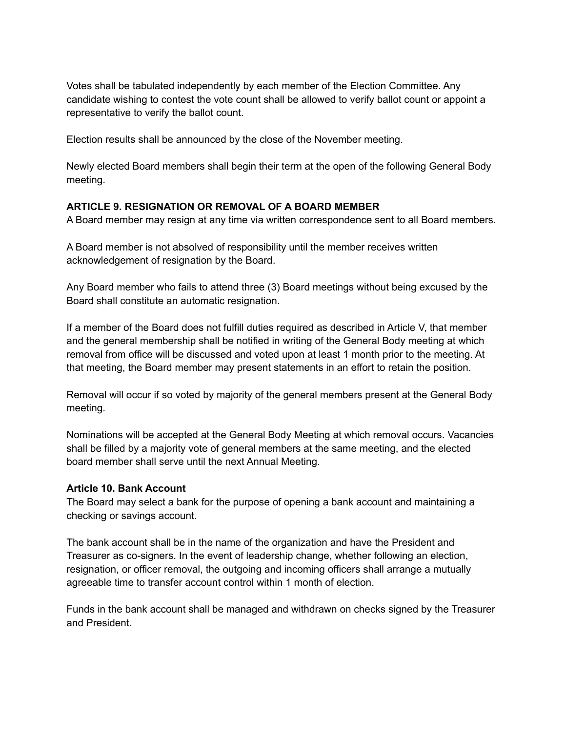Votes shall be tabulated independently by each member of the Election Committee. Any candidate wishing to contest the vote count shall be allowed to verify ballot count or appoint a representative to verify the ballot count.

Election results shall be announced by the close of the November meeting.

Newly elected Board members shall begin their term at the open of the following General Body meeting.

**ARTICLE 9. RESIGNATION OR REMOVAL OF A BOARD MEMBER**

A Board member may resign at any time via written correspondence sent to all Board members.

A Board member is not absolved of responsibility until the member receives written acknowledgement of resignation by the Board.

Any Board member who fails to attend three (3) Board meetings without being excused by the Board shall constitute an automatic resignation.

If a member of the Board does not fulfill duties required as described in Article V, that member and the general membership shall be notified in writing of the General Body meeting at which removal from office will be discussed and voted upon at least 1 month prior to the meeting. At that meeting, the Board member may present statements in an effort to retain the position.

Removal will occur if so voted by majority of the general members present at the General Body meeting.

Nominations will be accepted at the General Body Meeting at which removal occurs. Vacancies shall be filled by a majority vote of general members at the same meeting, and the elected board member shall serve until the next Annual Meeting.

**Article 10. Bank Account**

The Board may select a bank for the purpose of opening a bank account and maintaining a checking or savings account.

The bank account shall be in the name of the organization and have the President and Treasurer as co-signers. In the event of leadership change, whether following an election, resignation, or officer removal, the outgoing and incoming officers shall arrange a mutually agreeable time to transfer account control within 1 month of election.

Funds in the bank account shall be managed and withdrawn on checks signed by the Treasurer and President.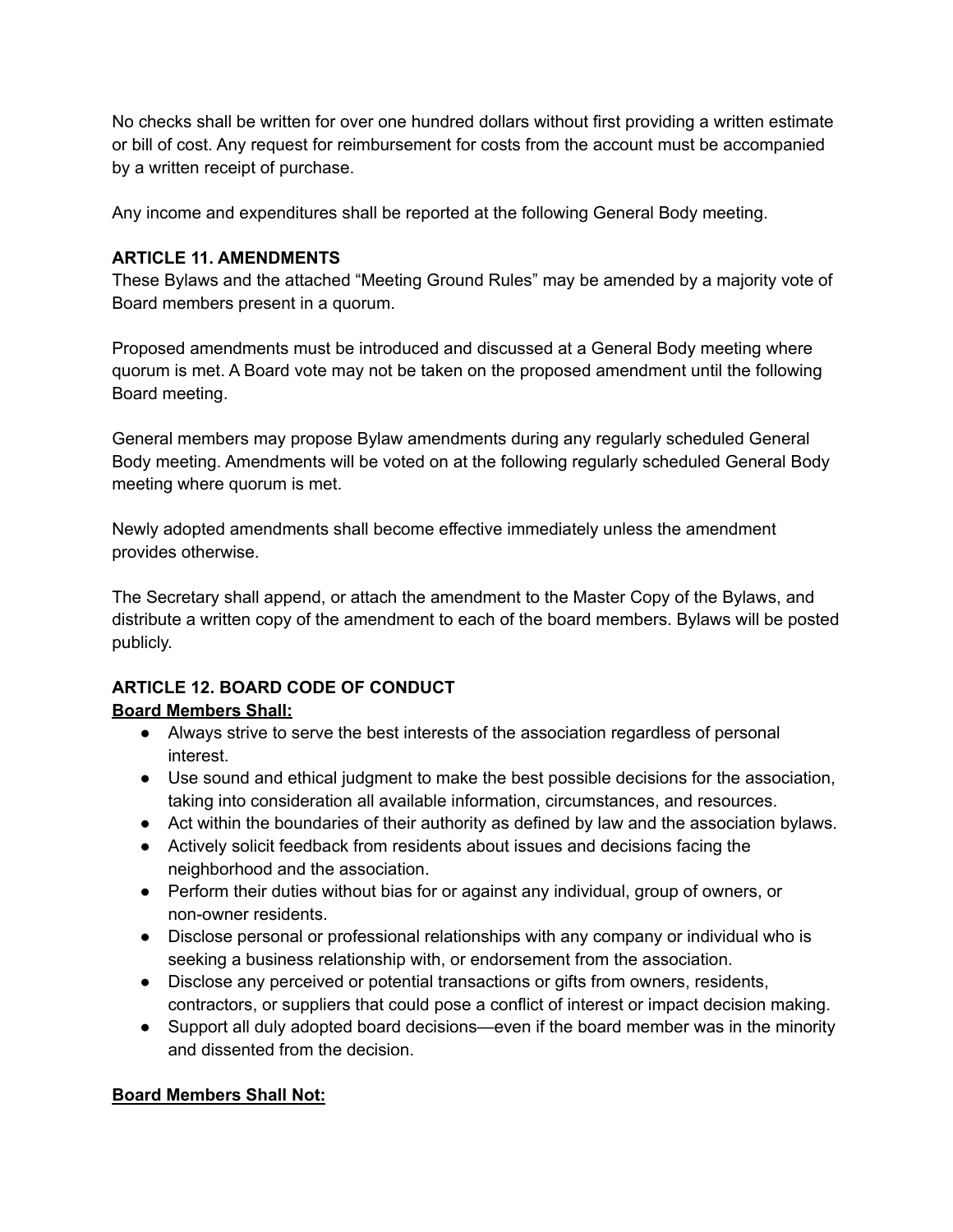No checks shall be written for over one hundred dollars without first providing a written estimate or bill of cost. Any request for reimbursement for costs from the account must be accompanied by a written receipt of purchase.

Any income and expenditures shall be reported at the following General Body meeting.

**ARTICLE 11. AMENDMENTS**

These Bylaws and the attached "Meeting Ground Rules" may be amended by a majority vote of Board members present in a quorum.

Proposed amendments must be introduced and discussed at a General Body meeting where quorum is met. A Board vote may not be taken on the proposed amendment until the following Board meeting.

General members may propose Bylaw amendments during any regularly scheduled General Body meeting. Amendments will be voted on at the following regularly scheduled General Body meeting where quorum is met.

Newly adopted amendments shall become effective immediately unless the amendment provides otherwise.

The Secretary shall append, or attach the amendment to the Master Copy of the Bylaws, and distribute a written copy of the amendment to each of the board members. Bylaws will be posted publicly.

**ARTICLE 12. BOARD CODE OF CONDUCT**

**Board Members Shall:**

- Always strive to serve the best interests of the association regardless of personal interest.
- Use sound and ethical judgment to make the best possible decisions for the association, taking into consideration all available information, circumstances, and resources.
- Act within the boundaries of their authority as defined by law and the association bylaws.
- Actively solicit feedback from residents about issues and decisions facing the neighborhood and the association.
- Perform their duties without bias for or against any individual, group of owners, or non-owner residents.
- Disclose personal or professional relationships with any company or individual who is seeking a business relationship with, or endorsement from the association.
- Disclose any perceived or potential transactions or gifts from owners, residents, contractors, or suppliers that could pose a conflict of interest or impact decision making.
- Support all duly adopted board decisions—even if the board member was in the minority and dissented from the decision.

**Board Members Shall Not:**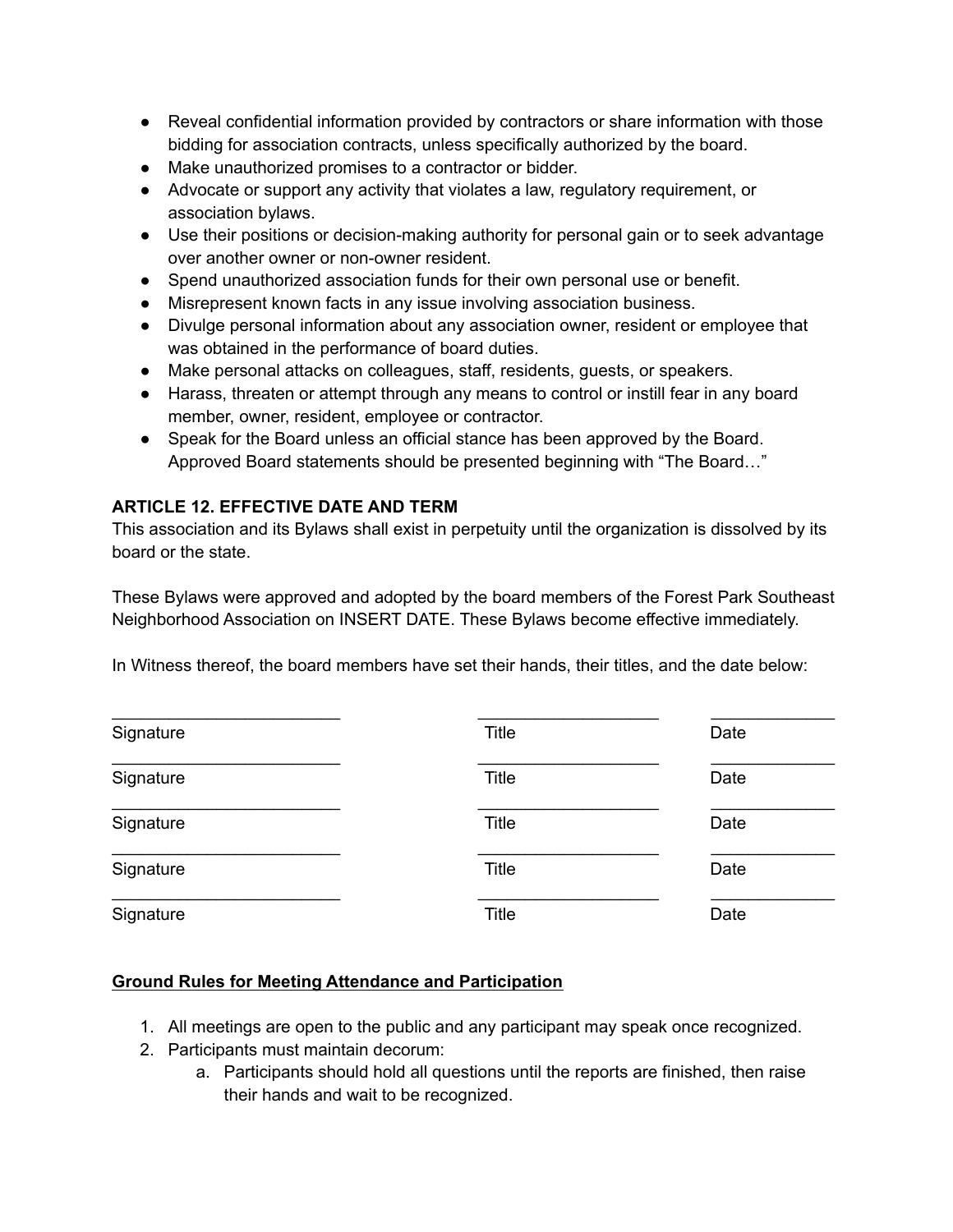- Reveal confidential information provided by contractors or share information with those bidding for association contracts, unless specifically authorized by the board.
- Make unauthorized promises to a contractor or bidder.
- Advocate or support any activity that violates a law, regulatory requirement, or association bylaws.
- Use their positions or decision-making authority for personal gain or to seek advantage over another owner or non-owner resident.
- Spend unauthorized association funds for their own personal use or benefit.
- Misrepresent known facts in any issue involving association business.
- Divulge personal information about any association owner, resident or employee that was obtained in the performance of board duties.
- Make personal attacks on colleagues, staff, residents, guests, or speakers.
- Harass, threaten or attempt through any means to control or instill fear in any board member, owner, resident, employee or contractor.
- Speak for the Board unless an official stance has been approved by the Board. Approved Board statements should be presented beginning with "The Board…"

**ARTICLE 12. EFFECTIVE DATE AND TERM**

This association and its Bylaws shall exist in perpetuity until the organization is dissolved by its board or the state.

These Bylaws were approved and adopted by the board members of the Forest Park Southeast Neighborhood Association on INSERT DATE. These Bylaws become effective immediately.

In Witness thereof, the board members have set their hands, their titles, and the date below:

| ________________________ | ___________________ | ____________ |
|---|---|---|
| Signature | Title | Date |
| ________________________ | ___________________ | ____________ |
| Signature | Title | Date |
| ________________________ | ___________________ | ____________ |
| Signature | Title | Date |
| ________________________ | ___________________ | ____________ |
| Signature | Title | Date |
| ________________________ | ___________________ | ____________ |
| Signature | Title | Date |

**<u>Ground Rules for Meeting Attendance and Participation</u>**

1. All meetings are open to the public and any participant may speak once recognized.
2. Participants must maintain decorum:
    a. Participants should hold all questions until the reports are finished, then raise their hands and wait to be recognized.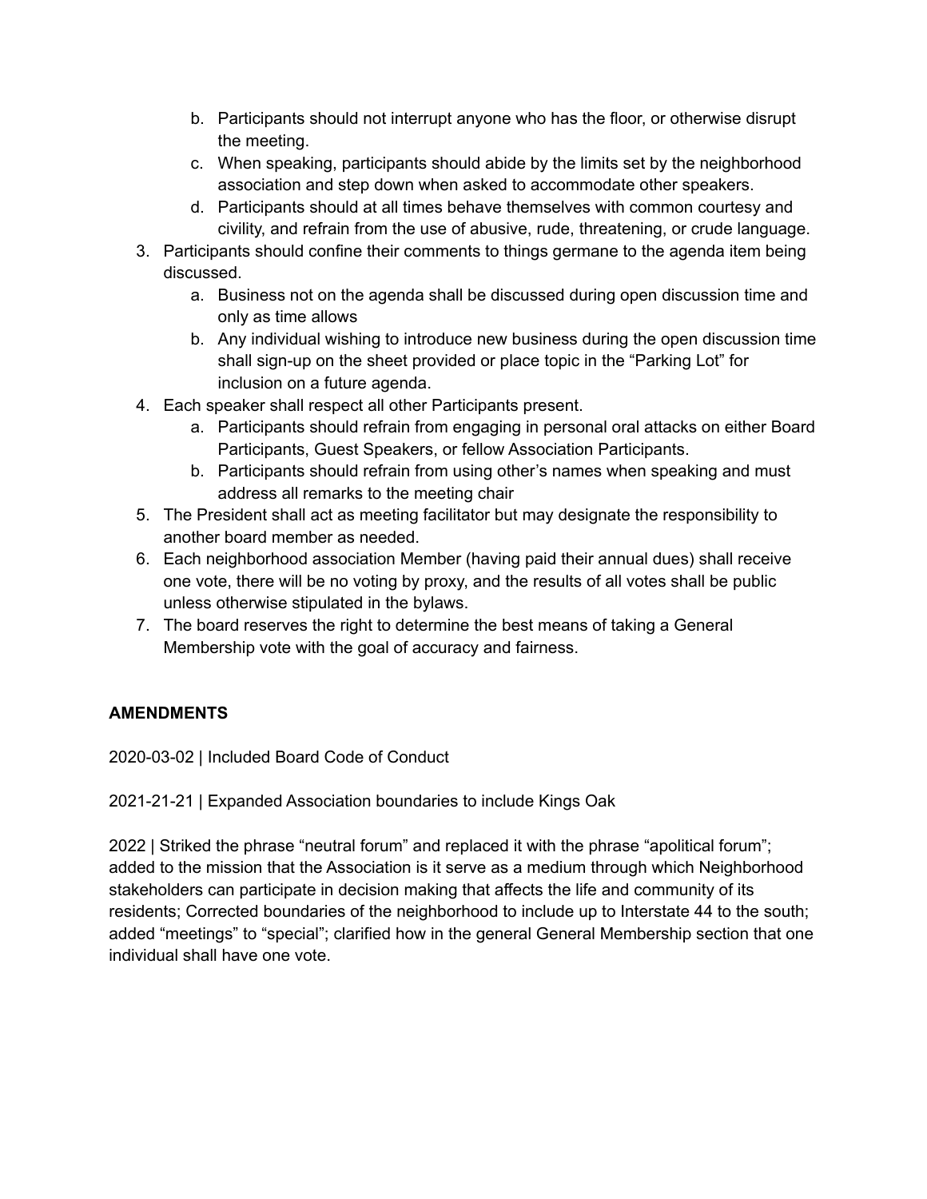b. Participants should not interrupt anyone who has the floor, or otherwise disrupt the meeting.
   c. When speaking, participants should abide by the limits set by the neighborhood association and step down when asked to accommodate other speakers.
   d. Participants should at all times behave themselves with common courtesy and civility, and refrain from the use of abusive, rude, threatening, or crude language.
3. Participants should confine their comments to things germane to the agenda item being discussed.
   a. Business not on the agenda shall be discussed during open discussion time and only as time allows
   b. Any individual wishing to introduce new business during the open discussion time shall sign-up on the sheet provided or place topic in the "Parking Lot" for inclusion on a future agenda.
4. Each speaker shall respect all other Participants present.
   a. Participants should refrain from engaging in personal oral attacks on either Board Participants, Guest Speakers, or fellow Association Participants.
   b. Participants should refrain from using other's names when speaking and must address all remarks to the meeting chair
5. The President shall act as meeting facilitator but may designate the responsibility to another board member as needed.
6. Each neighborhood association Member (having paid their annual dues) shall receive one vote, there will be no voting by proxy, and the results of all votes shall be public unless otherwise stipulated in the bylaws.
7. The board reserves the right to determine the best means of taking a General Membership vote with the goal of accuracy and fairness.

**AMENDMENTS**

2020-03-02 | Included Board Code of Conduct

2021-21-21 | Expanded Association boundaries to include Kings Oak

2022 | Striked the phrase "neutral forum" and replaced it with the phrase "apolitical forum"; added to the mission that the Association is it serve as a medium through which Neighborhood stakeholders can participate in decision making that affects the life and community of its residents; Corrected boundaries of the neighborhood to include up to Interstate 44 to the south; added "meetings" to "special"; clarified how in the general General Membership section that one individual shall have one vote.